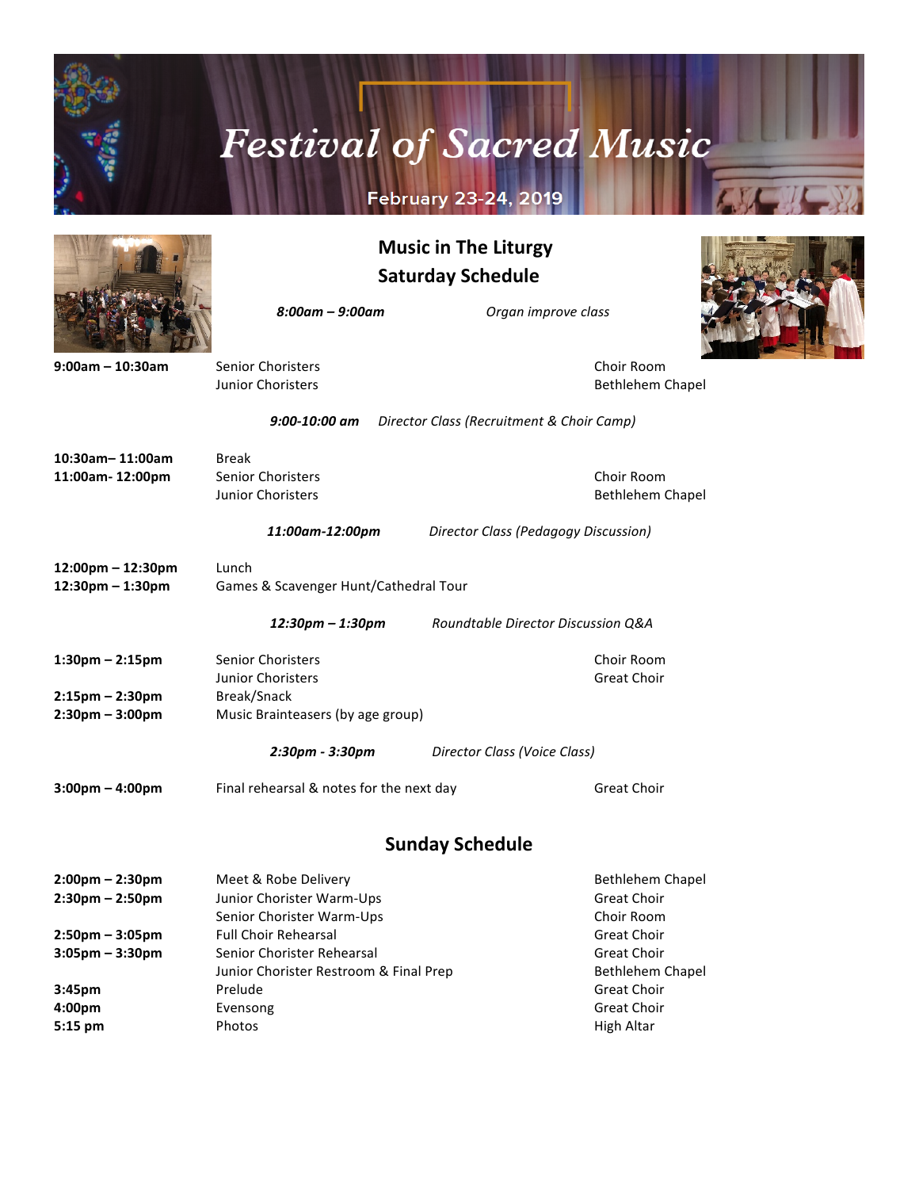# Festival of Sacred Music

February 23-24, 2019

## Music in The Liturgy
## Saturday Schedule

*8:00am – 9:00am* *Organ improve class*

| | | |
|---|---|---|
| **9:00am – 10:30am** | Senior Choristers | Choir Room |
| | Junior Choristers | Bethlehem Chapel |

*9:00-10:00 am* *Director Class (Recruitment & Choir Camp)*

| | | |
|---|---|---|
| **10:30am– 11:00am** | Break | |
| **11:00am- 12:00pm** | Senior Choristers | Choir Room |
| | Junior Choristers | Bethlehem Chapel |

*11:00am-12:00pm* *Director Class (Pedagogy Discussion)*

| | | |
|---|---|---|
| **12:00pm – 12:30pm** | Lunch | |
| **12:30pm – 1:30pm** | Games & Scavenger Hunt/Cathedral Tour | |

*12:30pm – 1:30pm* *Roundtable Director Discussion Q&A*

| | | |
|---|---|---|
| **1:30pm – 2:15pm** | Senior Choristers | Choir Room |
| | Junior Choristers | Great Choir |
| **2:15pm – 2:30pm** | Break/Snack | |
| **2:30pm – 3:00pm** | Music Brainteasers (by age group) | |

*2:30pm - 3:30pm* *Director Class (Voice Class)*

| | | |
|---|---|---|
| **3:00pm – 4:00pm** | Final rehearsal & notes for the next day | Great Choir |

## Sunday Schedule

| | | |
|---|---|---|
| **2:00pm – 2:30pm** | Meet & Robe Delivery | Bethlehem Chapel |
| **2:30pm – 2:50pm** | Junior Chorister Warm-Ups | Great Choir |
| | Senior Chorister Warm-Ups | Choir Room |
| **2:50pm – 3:05pm** | Full Choir Rehearsal | Great Choir |
| **3:05pm – 3:30pm** | Senior Chorister Rehearsal | Great Choir |
| | Junior Chorister Restroom & Final Prep | Bethlehem Chapel |
| **3:45pm** | Prelude | Great Choir |
| **4:00pm** | Evensong | Great Choir |
| **5:15 pm** | Photos | High Altar |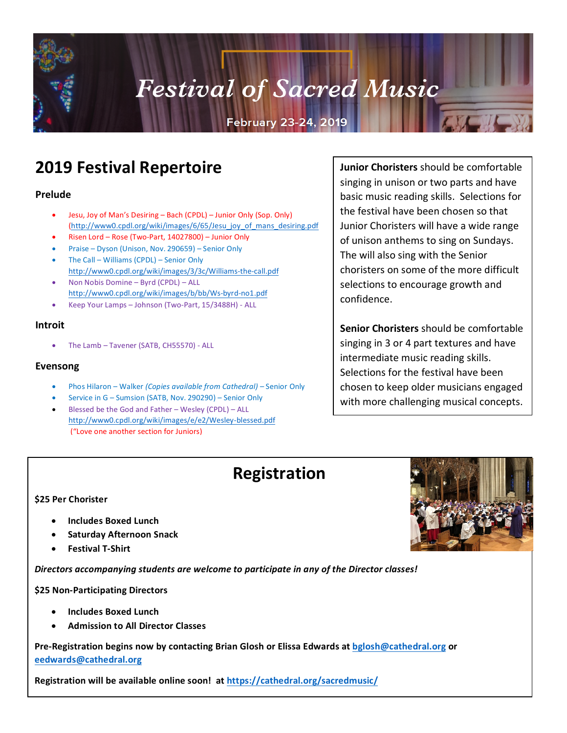# Festival of Sacred Music

February 23-24, 2019

## 2019 Festival Repertoire

### Prelude

- Jesu, Joy of Man's Desiring – Bach (CPDL) – Junior Only (Sop. Only) (http://www0.cpdl.org/wiki/images/6/65/Jesu_joy_of_mans_desiring.pdf
- Risen Lord – Rose (Two-Part, 14027800) – Junior Only
- Praise – Dyson (Unison, Nov. 290659) – Senior Only
- The Call – Williams (CPDL) – Senior Only http://www0.cpdl.org/wiki/images/3/3c/Williams-the-call.pdf
- Non Nobis Domine – Byrd (CPDL) – ALL http://www0.cpdl.org/wiki/images/b/bb/Ws-byrd-no1.pdf
- Keep Your Lamps – Johnson (Two-Part, 15/3488H) - ALL

### Introit

- The Lamb – Tavener (SATB, CH55570) - ALL

### Evensong

- Phos Hilaron – Walker *(Copies available from Cathedral)* – Senior Only
- Service in G – Sumsion (SATB, Nov. 290290) – Senior Only
- Blessed be the God and Father – Wesley (CPDL) – ALL http://www0.cpdl.org/wiki/images/e/e2/Wesley-blessed.pdf ("Love one another section for Juniors)

**Junior Choristers** should be comfortable singing in unison or two parts and have basic music reading skills. Selections for the festival have been chosen so that Junior Choristers will have a wide range of unison anthems to sing on Sundays. The will also sing with the Senior choristers on some of the more difficult selections to encourage growth and confidence.

**Senior Choristers** should be comfortable singing in 3 or 4 part textures and have intermediate music reading skills. Selections for the festival have been chosen to keep older musicians engaged with more challenging musical concepts.

## Registration

**$25 Per Chorister**

- **Includes Boxed Lunch**
- **Saturday Afternoon Snack**
- **Festival T-Shirt**

***Directors accompanying students are welcome to participate in any of the Director classes!***

**$25 Non-Participating Directors**

- **Includes Boxed Lunch**
- **Admission to All Director Classes**

**Pre-Registration begins now by contacting Brian Glosh or Elissa Edwards at bglosh@cathedral.org or eedwards@cathedral.org**

**Registration will be available online soon! at https://cathedral.org/sacredmusic/**